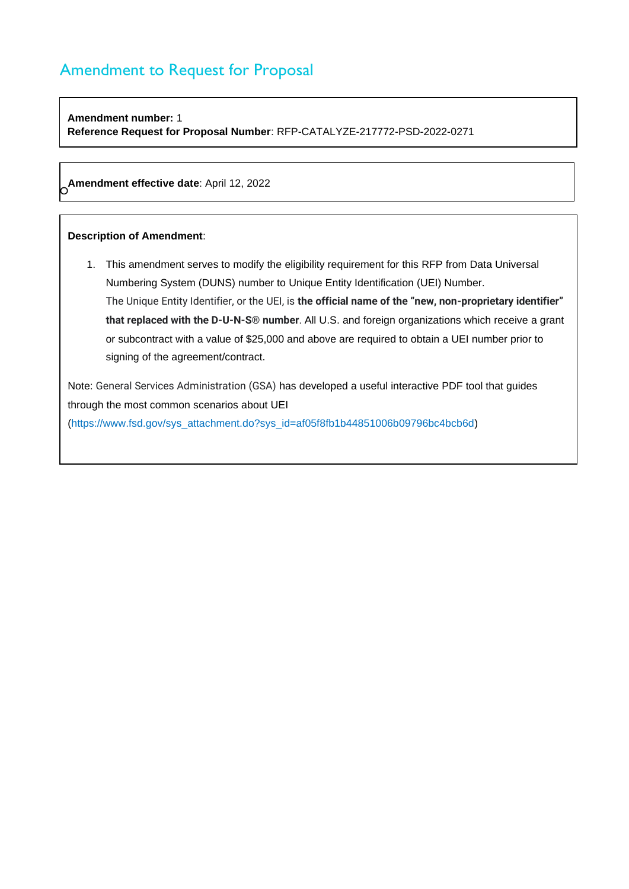# Amendment to Request for Proposal

**Amendment number:** 1
**Reference Request for Proposal Number**: RFP-CATALYZE-217772-PSD-2022-0271

**Amendment effective date**: April 12, 2022

**Description of Amendment**:

1. This amendment serves to modify the eligibility requirement for this RFP from Data Universal Numbering System (DUNS) number to Unique Entity Identification (UEI) Number. The Unique Entity Identifier, or the UEI, is **the official name of the "new, non-proprietary identifier" that replaced with the D-U-N-S® number**. All U.S. and foreign organizations which receive a grant or subcontract with a value of $25,000 and above are required to obtain a UEI number prior to signing of the agreement/contract.

Note: General Services Administration (GSA) has developed a useful interactive PDF tool that guides through the most common scenarios about UEI (https://www.fsd.gov/sys_attachment.do?sys_id=af05f8fb1b44851006b09796bc4bcb6d)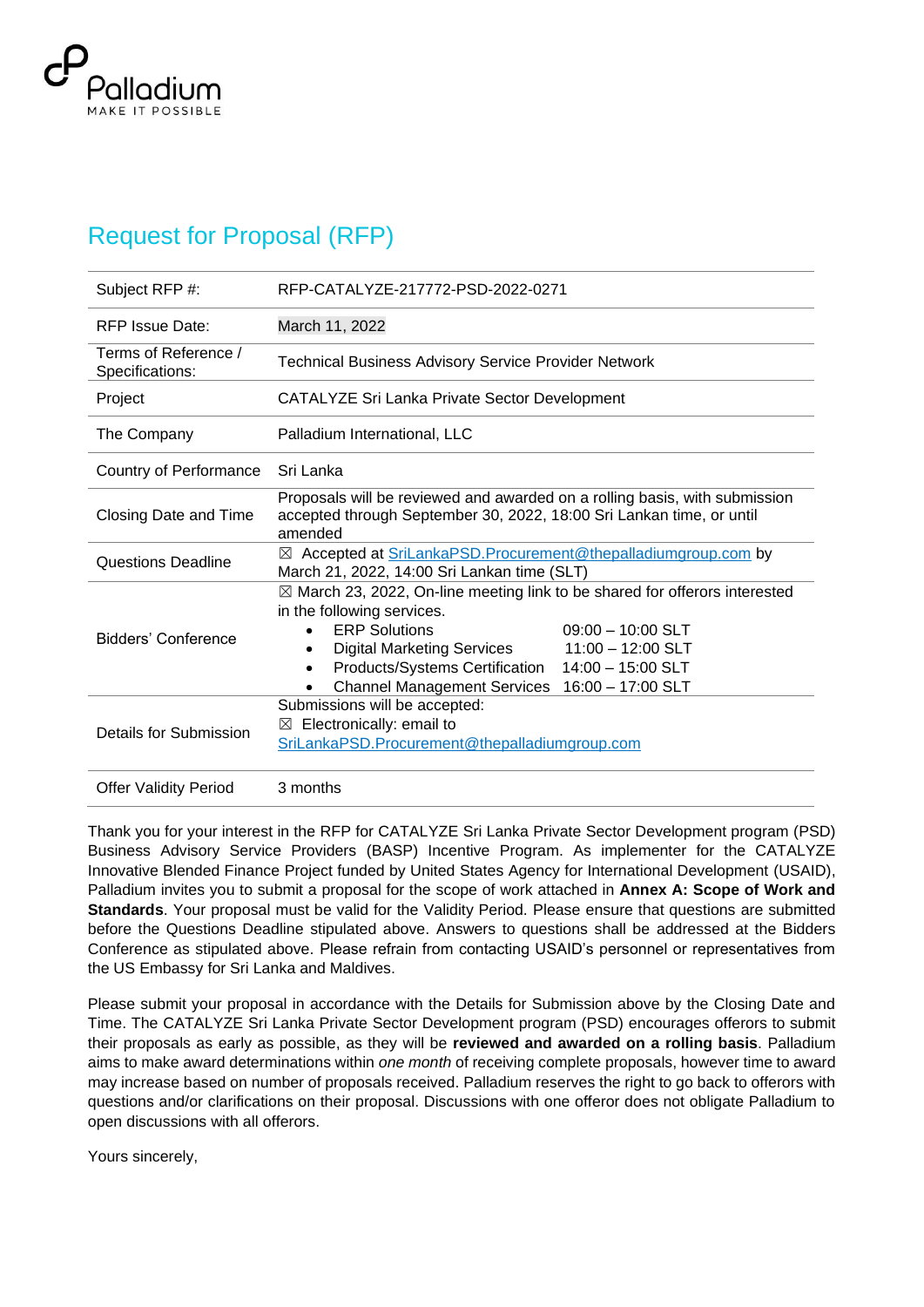# Request for Proposal (RFP)

| | |
|---|---|
| Subject RFP #: | RFP-CATALYZE-217772-PSD-2022-0271 |
| RFP Issue Date: | March 11, 2022 |
| Terms of Reference / Specifications: | Technical Business Advisory Service Provider Network |
| Project | CATALYZE Sri Lanka Private Sector Development |
| The Company | Palladium International, LLC |
| Country of Performance | Sri Lanka |
| Closing Date and Time | Proposals will be reviewed and awarded on a rolling basis, with submission accepted through September 30, 2022, 18:00 Sri Lankan time, or until amended |
| Questions Deadline | ☒ Accepted at SriLankaPSD.Procurement@thepalladiumgroup.com by March 21, 2022, 14:00 Sri Lankan time (SLT) |
| Bidders' Conference | ☒ March 23, 2022, On-line meeting link to be shared for offerors interested in the following services.<br>• ERP Solutions 09:00 – 10:00 SLT<br>• Digital Marketing Services 11:00 – 12:00 SLT<br>• Products/Systems Certification 14:00 – 15:00 SLT<br>• Channel Management Services 16:00 – 17:00 SLT |
| Details for Submission | Submissions will be accepted:<br>☒ Electronically: email to SriLankaPSD.Procurement@thepalladiumgroup.com |
| Offer Validity Period | 3 months |

Thank you for your interest in the RFP for CATALYZE Sri Lanka Private Sector Development program (PSD) Business Advisory Service Providers (BASP) Incentive Program. As implementer for the CATALYZE Innovative Blended Finance Project funded by United States Agency for International Development (USAID), Palladium invites you to submit a proposal for the scope of work attached in **Annex A: Scope of Work and Standards**. Your proposal must be valid for the Validity Period. Please ensure that questions are submitted before the Questions Deadline stipulated above. Answers to questions shall be addressed at the Bidders Conference as stipulated above. Please refrain from contacting USAID's personnel or representatives from the US Embassy for Sri Lanka and Maldives.

Please submit your proposal in accordance with the Details for Submission above by the Closing Date and Time. The CATALYZE Sri Lanka Private Sector Development program (PSD) encourages offerors to submit their proposals as early as possible, as they will be **reviewed and awarded on a rolling basis**. Palladium aims to make award determinations within *one month* of receiving complete proposals, however time to award may increase based on number of proposals received. Palladium reserves the right to go back to offerors with questions and/or clarifications on their proposal. Discussions with one offeror does not obligate Palladium to open discussions with all offerors.

Yours sincerely,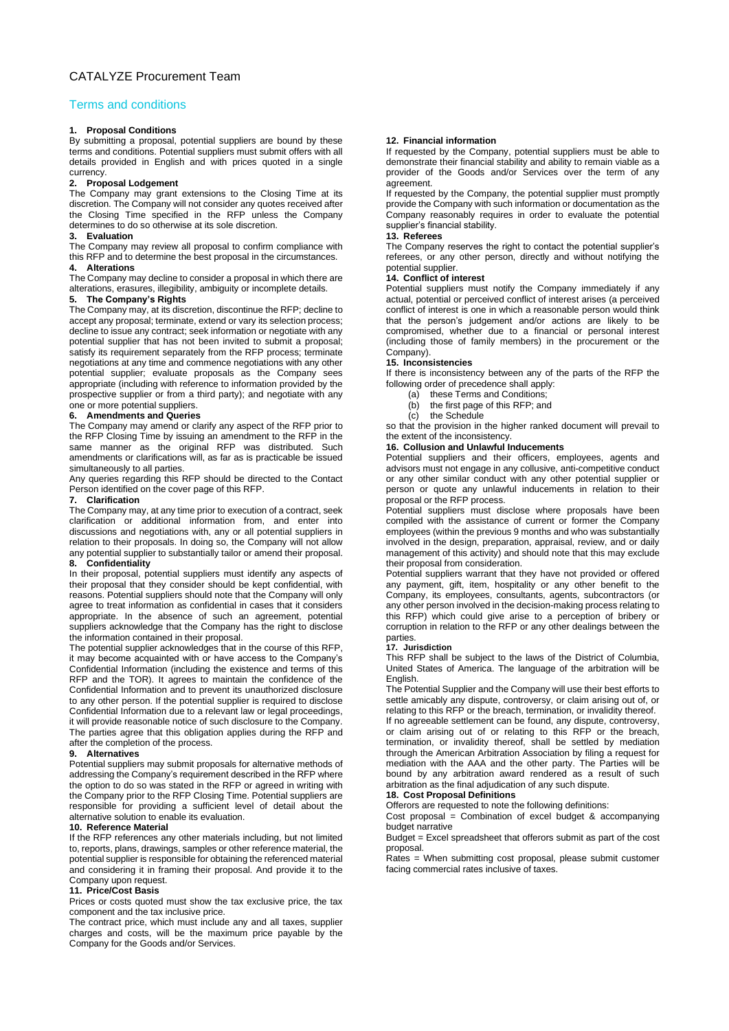# CATALYZE Procurement Team

## Terms and conditions

**1. Proposal Conditions**

By submitting a proposal, potential suppliers are bound by these terms and conditions. Potential suppliers must submit offers with all details provided in English and with prices quoted in a single currency.

**2. Proposal Lodgement**

The Company may grant extensions to the Closing Time at its discretion. The Company will not consider any quotes received after the Closing Time specified in the RFP unless the Company determines to do so otherwise at its sole discretion.

**3. Evaluation**

The Company may review all proposal to confirm compliance with this RFP and to determine the best proposal in the circumstances.

**4. Alterations**

The Company may decline to consider a proposal in which there are alterations, erasures, illegibility, ambiguity or incomplete details.

**5. The Company's Rights**

The Company may, at its discretion, discontinue the RFP; decline to accept any proposal; terminate, extend or vary its selection process; decline to issue any contract; seek information or negotiate with any potential supplier that has not been invited to submit a proposal; satisfy its requirement separately from the RFP process; terminate negotiations at any time and commence negotiations with any other potential supplier; evaluate proposals as the Company sees appropriate (including with reference to information provided by the prospective supplier or from a third party); and negotiate with any one or more potential suppliers.

**6. Amendments and Queries**

The Company may amend or clarify any aspect of the RFP prior to the RFP Closing Time by issuing an amendment to the RFP in the same manner as the original RFP was distributed. Such amendments or clarifications will, as far as is practicable be issued simultaneously to all parties.

Any queries regarding this RFP should be directed to the Contact Person identified on the cover page of this RFP.

**7. Clarification**

The Company may, at any time prior to execution of a contract, seek clarification or additional information from, and enter into discussions and negotiations with, any or all potential suppliers in relation to their proposals. In doing so, the Company will not allow any potential supplier to substantially tailor or amend their proposal.

**8. Confidentiality**

In their proposal, potential suppliers must identify any aspects of their proposal that they consider should be kept confidential, with reasons. Potential suppliers should note that the Company will only agree to treat information as confidential in cases that it considers appropriate. In the absence of such an agreement, potential suppliers acknowledge that the Company has the right to disclose the information contained in their proposal.

The potential supplier acknowledges that in the course of this RFP, it may become acquainted with or have access to the Company's Confidential Information (including the existence and terms of this RFP and the TOR). It agrees to maintain the confidence of the Confidential Information and to prevent its unauthorized disclosure to any other person. If the potential supplier is required to disclose Confidential Information due to a relevant law or legal proceedings, it will provide reasonable notice of such disclosure to the Company. The parties agree that this obligation applies during the RFP and after the completion of the process.

**9. Alternatives**

Potential suppliers may submit proposals for alternative methods of addressing the Company's requirement described in the RFP where the option to do so was stated in the RFP or agreed in writing with the Company prior to the RFP Closing Time. Potential suppliers are responsible for providing a sufficient level of detail about the alternative solution to enable its evaluation.

**10. Reference Material**

If the RFP references any other materials including, but not limited to, reports, plans, drawings, samples or other reference material, the potential supplier is responsible for obtaining the referenced material and considering it in framing their proposal. And provide it to the Company upon request.

**11. Price/Cost Basis**

Prices or costs quoted must show the tax exclusive price, the tax component and the tax inclusive price.

The contract price, which must include any and all taxes, supplier charges and costs, will be the maximum price payable by the Company for the Goods and/or Services.

**12. Financial information**

If requested by the Company, potential suppliers must be able to demonstrate their financial stability and ability to remain viable as a provider of the Goods and/or Services over the term of any agreement.

If requested by the Company, the potential supplier must promptly provide the Company with such information or documentation as the Company reasonably requires in order to evaluate the potential supplier's financial stability.

**13. Referees**

The Company reserves the right to contact the potential supplier's referees, or any other person, directly and without notifying the potential supplier.

**14. Conflict of interest**

Potential suppliers must notify the Company immediately if any actual, potential or perceived conflict of interest arises (a perceived conflict of interest is one in which a reasonable person would think that the person's judgement and/or actions are likely to be compromised, whether due to a financial or personal interest (including those of family members) in the procurement or the Company).

**15. Inconsistencies**

If there is inconsistency between any of the parts of the RFP the following order of precedence shall apply:

(a) these Terms and Conditions;
(b) the first page of this RFP; and
(c) the Schedule

so that the provision in the higher ranked document will prevail to the extent of the inconsistency.

**16. Collusion and Unlawful Inducements**

Potential suppliers and their officers, employees, agents and advisors must not engage in any collusive, anti-competitive conduct or any other similar conduct with any other potential supplier or person or quote any unlawful inducements in relation to their proposal or the RFP process.

Potential suppliers must disclose where proposals have been compiled with the assistance of current or former the Company employees (within the previous 9 months and who was substantially involved in the design, preparation, appraisal, review, and or daily management of this activity) and should note that this may exclude their proposal from consideration.

Potential suppliers warrant that they have not provided or offered any payment, gift, item, hospitality or any other benefit to the Company, its employees, consultants, agents, subcontractors (or any other person involved in the decision-making process relating to this RFP) which could give arise to a perception of bribery or corruption in relation to the RFP or any other dealings between the parties.

**17. Jurisdiction**

This RFP shall be subject to the laws of the District of Columbia, United States of America. The language of the arbitration will be English.

The Potential Supplier and the Company will use their best efforts to settle amicably any dispute, controversy, or claim arising out of, or relating to this RFP or the breach, termination, or invalidity thereof.

If no agreeable settlement can be found, any dispute, controversy, or claim arising out of or relating to this RFP or the breach, termination, or invalidity thereof, shall be settled by mediation through the American Arbitration Association by filing a request for mediation with the AAA and the other party. The Parties will be bound by any arbitration award rendered as a result of such arbitration as the final adjudication of any such dispute.

**18. Cost Proposal Definitions**

Offerors are requested to note the following definitions:

Cost proposal = Combination of excel budget & accompanying budget narrative

Budget = Excel spreadsheet that offerors submit as part of the cost proposal.

Rates = When submitting cost proposal, please submit customer facing commercial rates inclusive of taxes.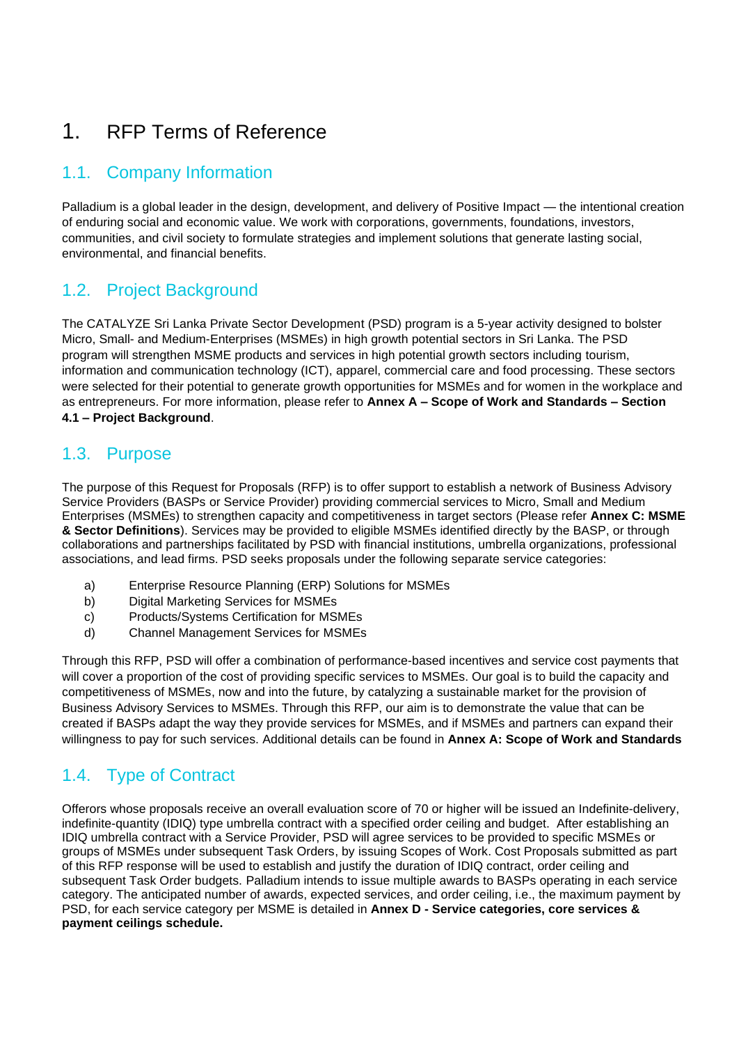# 1. RFP Terms of Reference

## 1.1. Company Information

Palladium is a global leader in the design, development, and delivery of Positive Impact — the intentional creation of enduring social and economic value. We work with corporations, governments, foundations, investors, communities, and civil society to formulate strategies and implement solutions that generate lasting social, environmental, and financial benefits.

## 1.2. Project Background

The CATALYZE Sri Lanka Private Sector Development (PSD) program is a 5-year activity designed to bolster Micro, Small- and Medium-Enterprises (MSMEs) in high growth potential sectors in Sri Lanka. The PSD program will strengthen MSME products and services in high potential growth sectors including tourism, information and communication technology (ICT), apparel, commercial care and food processing. These sectors were selected for their potential to generate growth opportunities for MSMEs and for women in the workplace and as entrepreneurs. For more information, please refer to **Annex A – Scope of Work and Standards – Section 4.1 – Project Background**.

## 1.3. Purpose

The purpose of this Request for Proposals (RFP) is to offer support to establish a network of Business Advisory Service Providers (BASPs or Service Provider) providing commercial services to Micro, Small and Medium Enterprises (MSMEs) to strengthen capacity and competitiveness in target sectors (Please refer **Annex C: MSME & Sector Definitions**). Services may be provided to eligible MSMEs identified directly by the BASP, or through collaborations and partnerships facilitated by PSD with financial institutions, umbrella organizations, professional associations, and lead firms. PSD seeks proposals under the following separate service categories:

a) Enterprise Resource Planning (ERP) Solutions for MSMEs
b) Digital Marketing Services for MSMEs
c) Products/Systems Certification for MSMEs
d) Channel Management Services for MSMEs

Through this RFP, PSD will offer a combination of performance-based incentives and service cost payments that will cover a proportion of the cost of providing specific services to MSMEs. Our goal is to build the capacity and competitiveness of MSMEs, now and into the future, by catalyzing a sustainable market for the provision of Business Advisory Services to MSMEs. Through this RFP, our aim is to demonstrate the value that can be created if BASPs adapt the way they provide services for MSMEs, and if MSMEs and partners can expand their willingness to pay for such services. Additional details can be found in **Annex A: Scope of Work and Standards**

## 1.4. Type of Contract

Offerors whose proposals receive an overall evaluation score of 70 or higher will be issued an Indefinite-delivery, indefinite-quantity (IDIQ) type umbrella contract with a specified order ceiling and budget. After establishing an IDIQ umbrella contract with a Service Provider, PSD will agree services to be provided to specific MSMEs or groups of MSMEs under subsequent Task Orders, by issuing Scopes of Work. Cost Proposals submitted as part of this RFP response will be used to establish and justify the duration of IDIQ contract, order ceiling and subsequent Task Order budgets. Palladium intends to issue multiple awards to BASPs operating in each service category. The anticipated number of awards, expected services, and order ceiling, i.e., the maximum payment by PSD, for each service category per MSME is detailed in **Annex D - Service categories, core services & payment ceilings schedule.**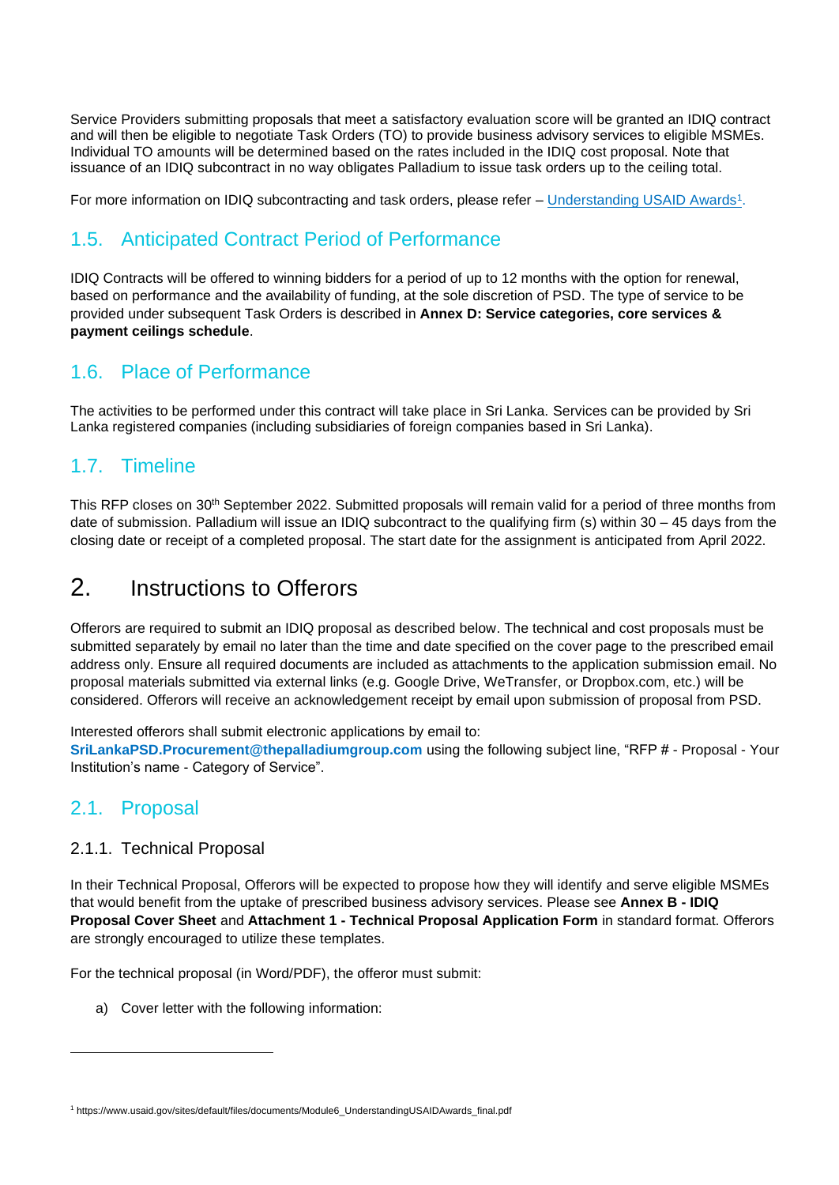Service Providers submitting proposals that meet a satisfactory evaluation score will be granted an IDIQ contract and will then be eligible to negotiate Task Orders (TO) to provide business advisory services to eligible MSMEs. Individual TO amounts will be determined based on the rates included in the IDIQ cost proposal. Note that issuance of an IDIQ subcontract in no way obligates Palladium to issue task orders up to the ceiling total.

For more information on IDIQ subcontracting and task orders, please refer – Understanding USAID Awards[1].

## 1.5. Anticipated Contract Period of Performance

IDIQ Contracts will be offered to winning bidders for a period of up to 12 months with the option for renewal, based on performance and the availability of funding, at the sole discretion of PSD. The type of service to be provided under subsequent Task Orders is described in **Annex D: Service categories, core services & payment ceilings schedule**.

## 1.6. Place of Performance

The activities to be performed under this contract will take place in Sri Lanka. Services can be provided by Sri Lanka registered companies (including subsidiaries of foreign companies based in Sri Lanka).

## 1.7. Timeline

This RFP closes on 30th September 2022. Submitted proposals will remain valid for a period of three months from date of submission. Palladium will issue an IDIQ subcontract to the qualifying firm (s) within 30 – 45 days from the closing date or receipt of a completed proposal. The start date for the assignment is anticipated from April 2022.

# 2. Instructions to Offerors

Offerors are required to submit an IDIQ proposal as described below. The technical and cost proposals must be submitted separately by email no later than the time and date specified on the cover page to the prescribed email address only. Ensure all required documents are included as attachments to the application submission email. No proposal materials submitted via external links (e.g. Google Drive, WeTransfer, or Dropbox.com, etc.) will be considered. Offerors will receive an acknowledgement receipt by email upon submission of proposal from PSD.

Interested offerors shall submit electronic applications by email to: **SriLankaPSD.Procurement@thepalladiumgroup.com** using the following subject line, "RFP # - Proposal - Your Institution's name - Category of Service".

## 2.1. Proposal

### 2.1.1. Technical Proposal

In their Technical Proposal, Offerors will be expected to propose how they will identify and serve eligible MSMEs that would benefit from the uptake of prescribed business advisory services. Please see **Annex B - IDIQ Proposal Cover Sheet** and **Attachment 1 - Technical Proposal Application Form** in standard format. Offerors are strongly encouraged to utilize these templates.

For the technical proposal (in Word/PDF), the offeror must submit:

a) Cover letter with the following information:

---

[1] https://www.usaid.gov/sites/default/files/documents/Module6_UnderstandingUSAIDAwards_final.pdf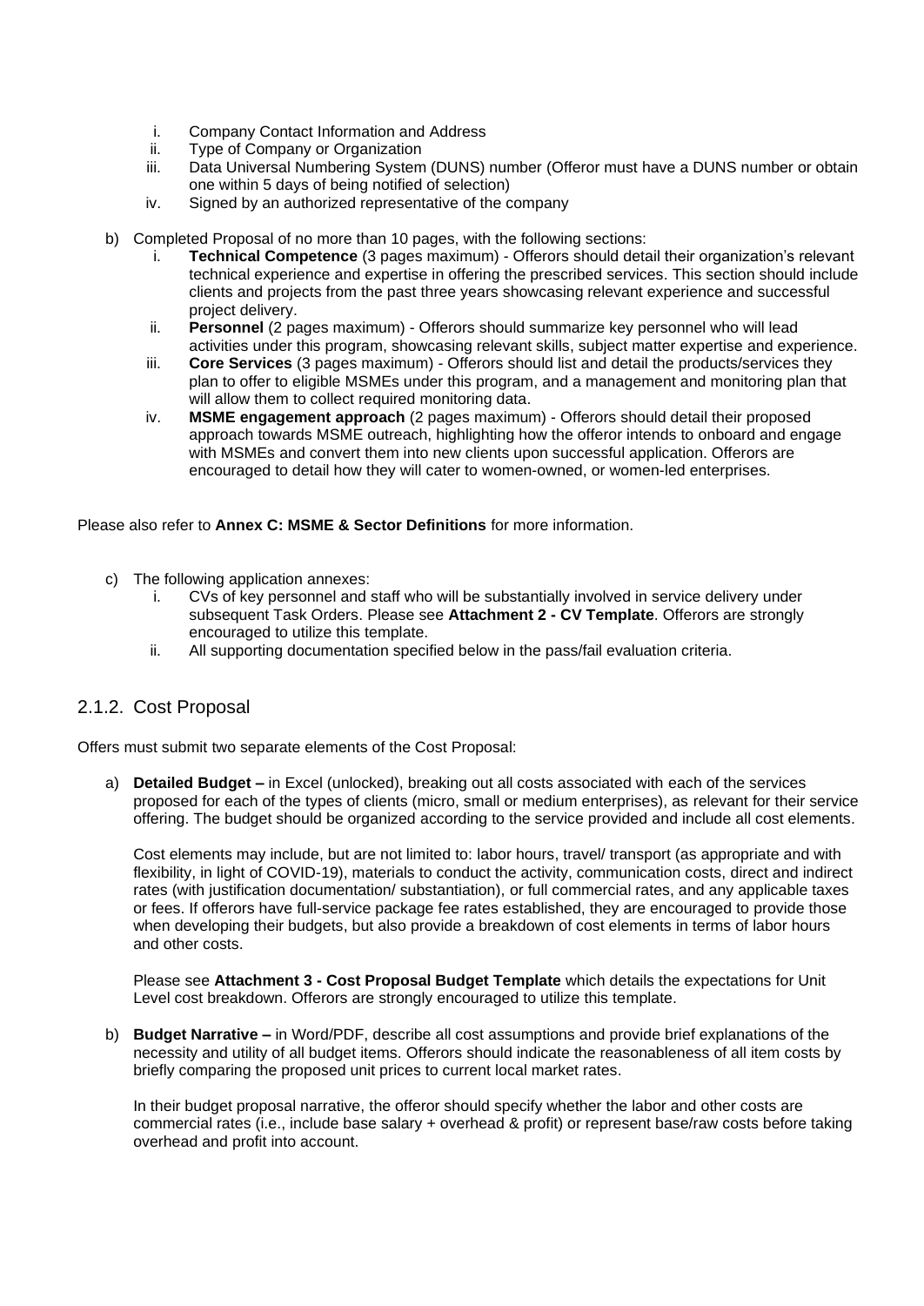i. Company Contact Information and Address
ii. Type of Company or Organization
iii. Data Universal Numbering System (DUNS) number (Offeror must have a DUNS number or obtain one within 5 days of being notified of selection)
iv. Signed by an authorized representative of the company

b) Completed Proposal of no more than 10 pages, with the following sections:
   i. **Technical Competence** (3 pages maximum) - Offerors should detail their organization's relevant technical experience and expertise in offering the prescribed services. This section should include clients and projects from the past three years showcasing relevant experience and successful project delivery.
   ii. **Personnel** (2 pages maximum) - Offerors should summarize key personnel who will lead activities under this program, showcasing relevant skills, subject matter expertise and experience.
   iii. **Core Services** (3 pages maximum) - Offerors should list and detail the products/services they plan to offer to eligible MSMEs under this program, and a management and monitoring plan that will allow them to collect required monitoring data.
   iv. **MSME engagement approach** (2 pages maximum) - Offerors should detail their proposed approach towards MSME outreach, highlighting how the offeror intends to onboard and engage with MSMEs and convert them into new clients upon successful application. Offerors are encouraged to detail how they will cater to women-owned, or women-led enterprises.

Please also refer to **Annex C: MSME & Sector Definitions** for more information.

c) The following application annexes:
   i. CVs of key personnel and staff who will be substantially involved in service delivery under subsequent Task Orders. Please see **Attachment 2 - CV Template**. Offerors are strongly encouraged to utilize this template.
   ii. All supporting documentation specified below in the pass/fail evaluation criteria.

### 2.1.2. Cost Proposal

Offers must submit two separate elements of the Cost Proposal:

a) **Detailed Budget –** in Excel (unlocked), breaking out all costs associated with each of the services proposed for each of the types of clients (micro, small or medium enterprises), as relevant for their service offering. The budget should be organized according to the service provided and include all cost elements.

   Cost elements may include, but are not limited to: labor hours, travel/ transport (as appropriate and with flexibility, in light of COVID-19), materials to conduct the activity, communication costs, direct and indirect rates (with justification documentation/ substantiation), or full commercial rates, and any applicable taxes or fees. If offerors have full-service package fee rates established, they are encouraged to provide those when developing their budgets, but also provide a breakdown of cost elements in terms of labor hours and other costs.

   Please see **Attachment 3 - Cost Proposal Budget Template** which details the expectations for Unit Level cost breakdown. Offerors are strongly encouraged to utilize this template.

b) **Budget Narrative –** in Word/PDF, describe all cost assumptions and provide brief explanations of the necessity and utility of all budget items. Offerors should indicate the reasonableness of all item costs by briefly comparing the proposed unit prices to current local market rates.

   In their budget proposal narrative, the offeror should specify whether the labor and other costs are commercial rates (i.e., include base salary + overhead & profit) or represent base/raw costs before taking overhead and profit into account.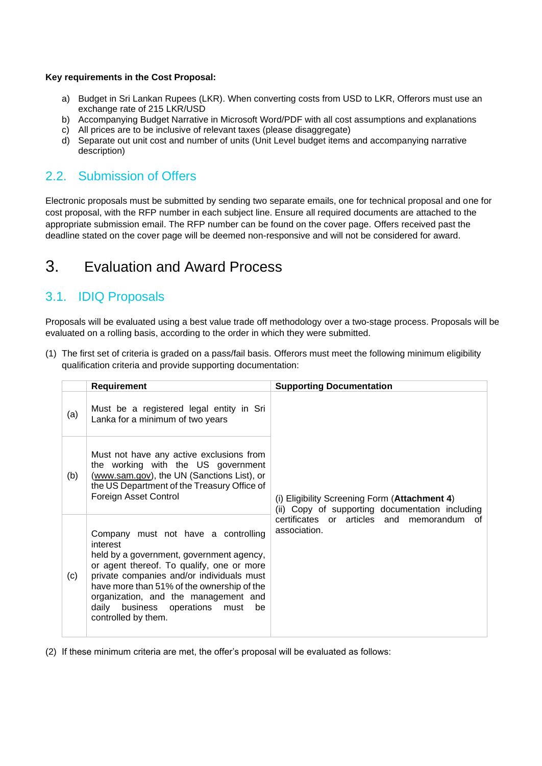**Key requirements in the Cost Proposal:**

a) Budget in Sri Lankan Rupees (LKR). When converting costs from USD to LKR, Offerors must use an exchange rate of 215 LKR/USD
b) Accompanying Budget Narrative in Microsoft Word/PDF with all cost assumptions and explanations
c) All prices are to be inclusive of relevant taxes (please disaggregate)
d) Separate out unit cost and number of units (Unit Level budget items and accompanying narrative description)

## 2.2. Submission of Offers

Electronic proposals must be submitted by sending two separate emails, one for technical proposal and one for cost proposal, with the RFP number in each subject line. Ensure all required documents are attached to the appropriate submission email. The RFP number can be found on the cover page. Offers received past the deadline stated on the cover page will be deemed non-responsive and will not be considered for award.

# 3. Evaluation and Award Process

## 3.1. IDIQ Proposals

Proposals will be evaluated using a best value trade off methodology over a two-stage process. Proposals will be evaluated on a rolling basis, according to the order in which they were submitted.

(1) The first set of criteria is graded on a pass/fail basis. Offerors must meet the following minimum eligibility qualification criteria and provide supporting documentation:

| | Requirement | Supporting Documentation |
|---|---|---|
| (a) | Must be a registered legal entity in Sri Lanka for a minimum of two years | (i) Eligibility Screening Form (**Attachment 4**)<br>(ii) Copy of supporting documentation including certificates or articles and memorandum of association. |
| (b) | Must not have any active exclusions from the working with the US government (www.sam.gov), the UN (Sanctions List), or the US Department of the Treasury Office of Foreign Asset Control | |
| (c) | Company must not have a controlling interest held by a government, government agency, or agent thereof. To qualify, one or more private companies and/or individuals must have more than 51% of the ownership of the organization, and the management and daily business operations must be controlled by them. | |

(2) If these minimum criteria are met, the offer's proposal will be evaluated as follows: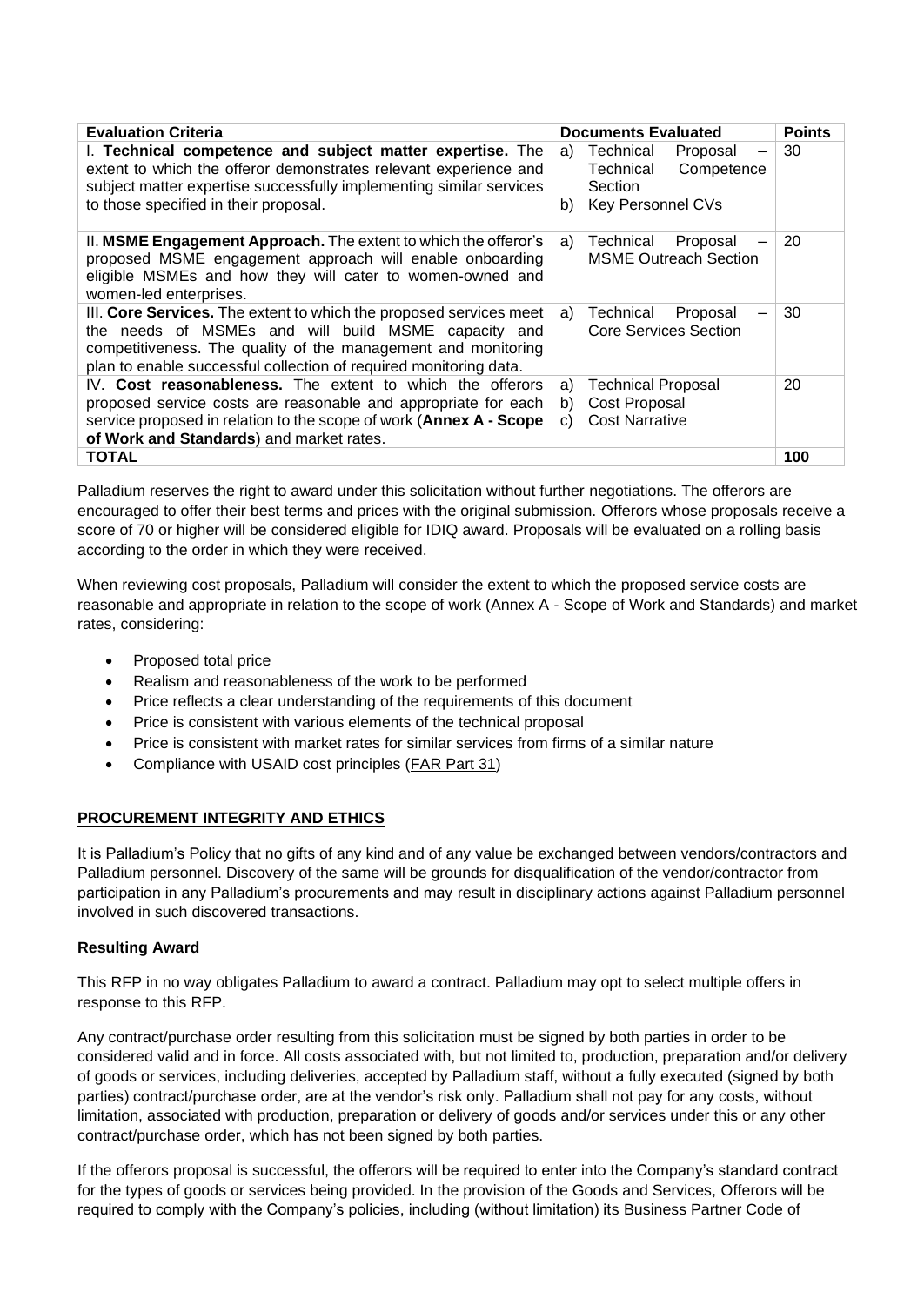| Evaluation Criteria | Documents Evaluated | Points |
|---|---|---|
| I. **Technical competence and subject matter expertise.** The extent to which the offeror demonstrates relevant experience and subject matter expertise successfully implementing similar services to those specified in their proposal. | a) Technical Proposal – Technical Competence Section<br>b) Key Personnel CVs | 30 |
| II. **MSME Engagement Approach.** The extent to which the offeror's proposed MSME engagement approach will enable onboarding eligible MSMEs and how they will cater to women-owned and women-led enterprises. | a) Technical Proposal – MSME Outreach Section | 20 |
| III. **Core Services.** The extent to which the proposed services meet the needs of MSMEs and will build MSME capacity and competitiveness. The quality of the management and monitoring plan to enable successful collection of required monitoring data. | a) Technical Proposal – Core Services Section | 30 |
| IV. **Cost reasonableness.** The extent to which the offerors proposed service costs are reasonable and appropriate for each service proposed in relation to the scope of work (**Annex A - Scope of Work and Standards**) and market rates. | a) Technical Proposal<br>b) Cost Proposal<br>c) Cost Narrative | 20 |
| **TOTAL** | | **100** |

Palladium reserves the right to award under this solicitation without further negotiations. The offerors are encouraged to offer their best terms and prices with the original submission. Offerors whose proposals receive a score of 70 or higher will be considered eligible for IDIQ award. Proposals will be evaluated on a rolling basis according to the order in which they were received.

When reviewing cost proposals, Palladium will consider the extent to which the proposed service costs are reasonable and appropriate in relation to the scope of work (Annex A - Scope of Work and Standards) and market rates, considering:

- Proposed total price
- Realism and reasonableness of the work to be performed
- Price reflects a clear understanding of the requirements of this document
- Price is consistent with various elements of the technical proposal
- Price is consistent with market rates for similar services from firms of a similar nature
- Compliance with USAID cost principles (FAR Part 31)

## PROCUREMENT INTEGRITY AND ETHICS

It is Palladium's Policy that no gifts of any kind and of any value be exchanged between vendors/contractors and Palladium personnel. Discovery of the same will be grounds for disqualification of the vendor/contractor from participation in any Palladium's procurements and may result in disciplinary actions against Palladium personnel involved in such discovered transactions.

### Resulting Award

This RFP in no way obligates Palladium to award a contract. Palladium may opt to select multiple offers in response to this RFP.

Any contract/purchase order resulting from this solicitation must be signed by both parties in order to be considered valid and in force. All costs associated with, but not limited to, production, preparation and/or delivery of goods or services, including deliveries, accepted by Palladium staff, without a fully executed (signed by both parties) contract/purchase order, are at the vendor's risk only. Palladium shall not pay for any costs, without limitation, associated with production, preparation or delivery of goods and/or services under this or any other contract/purchase order, which has not been signed by both parties.

If the offerors proposal is successful, the offerors will be required to enter into the Company's standard contract for the types of goods or services being provided. In the provision of the Goods and Services, Offerors will be required to comply with the Company's policies, including (without limitation) its Business Partner Code of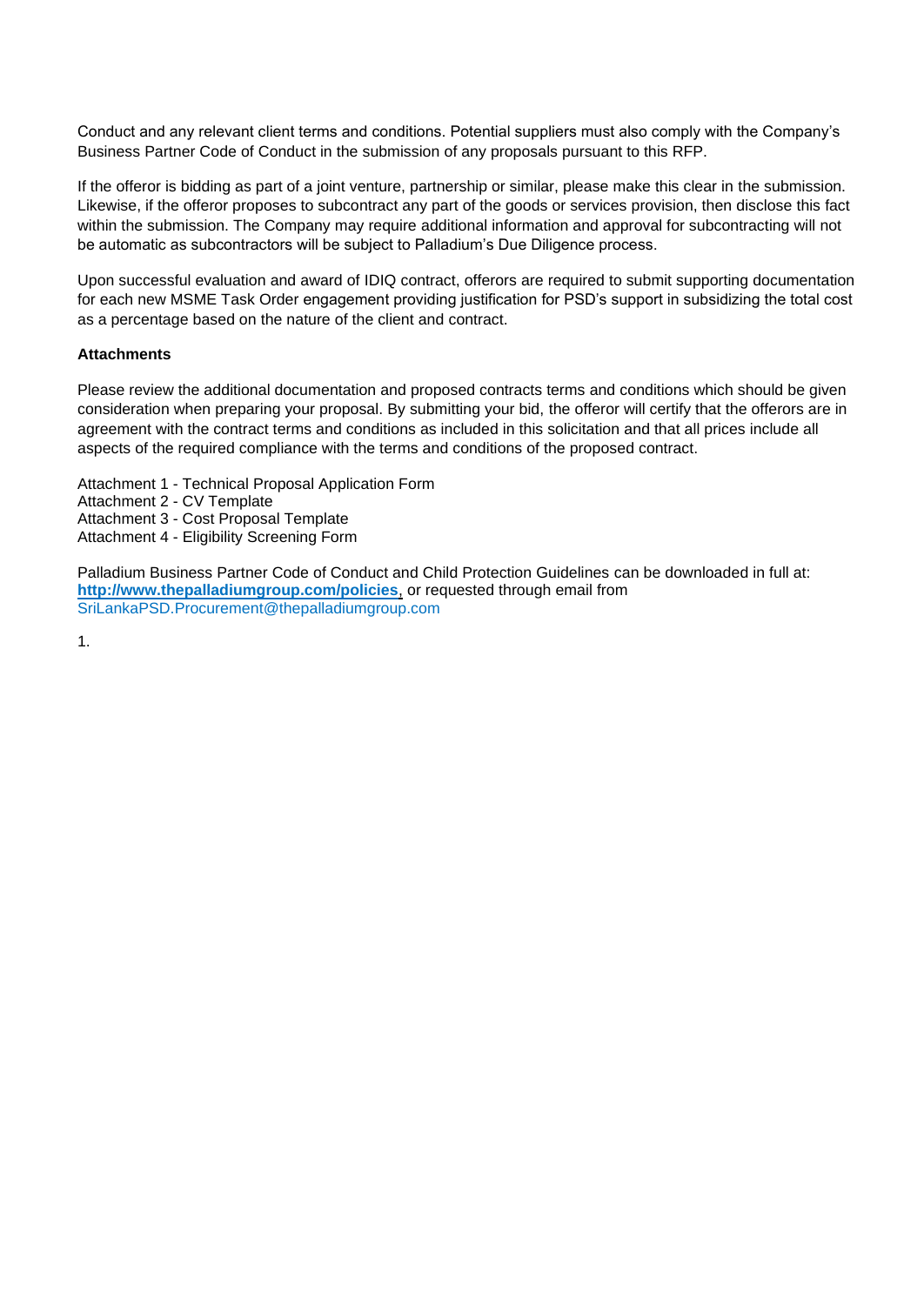Conduct and any relevant client terms and conditions. Potential suppliers must also comply with the Company's Business Partner Code of Conduct in the submission of any proposals pursuant to this RFP.

If the offeror is bidding as part of a joint venture, partnership or similar, please make this clear in the submission. Likewise, if the offeror proposes to subcontract any part of the goods or services provision, then disclose this fact within the submission. The Company may require additional information and approval for subcontracting will not be automatic as subcontractors will be subject to Palladium's Due Diligence process.

Upon successful evaluation and award of IDIQ contract, offerors are required to submit supporting documentation for each new MSME Task Order engagement providing justification for PSD's support in subsidizing the total cost as a percentage based on the nature of the client and contract.

**Attachments**

Please review the additional documentation and proposed contracts terms and conditions which should be given consideration when preparing your proposal. By submitting your bid, the offeror will certify that the offerors are in agreement with the contract terms and conditions as included in this solicitation and that all prices include all aspects of the required compliance with the terms and conditions of the proposed contract.

Attachment 1 - Technical Proposal Application Form
Attachment 2 - CV Template
Attachment 3 - Cost Proposal Template
Attachment 4 - Eligibility Screening Form

Palladium Business Partner Code of Conduct and Child Protection Guidelines can be downloaded in full at: **http://www.thepalladiumgroup.com/policies**, or requested through email from SriLankaPSD.Procurement@thepalladiumgroup.com

1.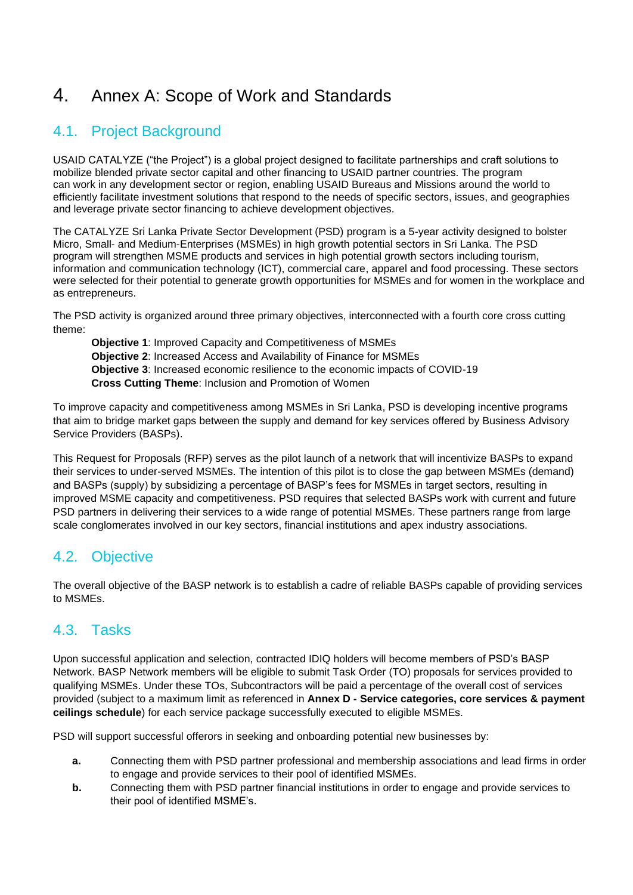# 4. Annex A: Scope of Work and Standards

## 4.1. Project Background

USAID CATALYZE ("the Project") is a global project designed to facilitate partnerships and craft solutions to mobilize blended private sector capital and other financing to USAID partner countries. The program can work in any development sector or region, enabling USAID Bureaus and Missions around the world to efficiently facilitate investment solutions that respond to the needs of specific sectors, issues, and geographies and leverage private sector financing to achieve development objectives.

The CATALYZE Sri Lanka Private Sector Development (PSD) program is a 5-year activity designed to bolster Micro, Small- and Medium-Enterprises (MSMEs) in high growth potential sectors in Sri Lanka. The PSD program will strengthen MSME products and services in high potential growth sectors including tourism, information and communication technology (ICT), commercial care, apparel and food processing. These sectors were selected for their potential to generate growth opportunities for MSMEs and for women in the workplace and as entrepreneurs.

The PSD activity is organized around three primary objectives, interconnected with a fourth core cross cutting theme:

> **Objective 1**: Improved Capacity and Competitiveness of MSMEs
> **Objective 2**: Increased Access and Availability of Finance for MSMEs
> **Objective 3**: Increased economic resilience to the economic impacts of COVID-19
> **Cross Cutting Theme**: Inclusion and Promotion of Women

To improve capacity and competitiveness among MSMEs in Sri Lanka, PSD is developing incentive programs that aim to bridge market gaps between the supply and demand for key services offered by Business Advisory Service Providers (BASPs).

This Request for Proposals (RFP) serves as the pilot launch of a network that will incentivize BASPs to expand their services to under-served MSMEs. The intention of this pilot is to close the gap between MSMEs (demand) and BASPs (supply) by subsidizing a percentage of BASP's fees for MSMEs in target sectors, resulting in improved MSME capacity and competitiveness. PSD requires that selected BASPs work with current and future PSD partners in delivering their services to a wide range of potential MSMEs. These partners range from large scale conglomerates involved in our key sectors, financial institutions and apex industry associations.

## 4.2. Objective

The overall objective of the BASP network is to establish a cadre of reliable BASPs capable of providing services to MSMEs.

## 4.3. Tasks

Upon successful application and selection, contracted IDIQ holders will become members of PSD's BASP Network. BASP Network members will be eligible to submit Task Order (TO) proposals for services provided to qualifying MSMEs. Under these TOs, Subcontractors will be paid a percentage of the overall cost of services provided (subject to a maximum limit as referenced in **Annex D - Service categories, core services & payment ceilings schedule**) for each service package successfully executed to eligible MSMEs.

PSD will support successful offerors in seeking and onboarding potential new businesses by:

- **a.** Connecting them with PSD partner professional and membership associations and lead firms in order to engage and provide services to their pool of identified MSMEs.
- **b.** Connecting them with PSD partner financial institutions in order to engage and provide services to their pool of identified MSME's.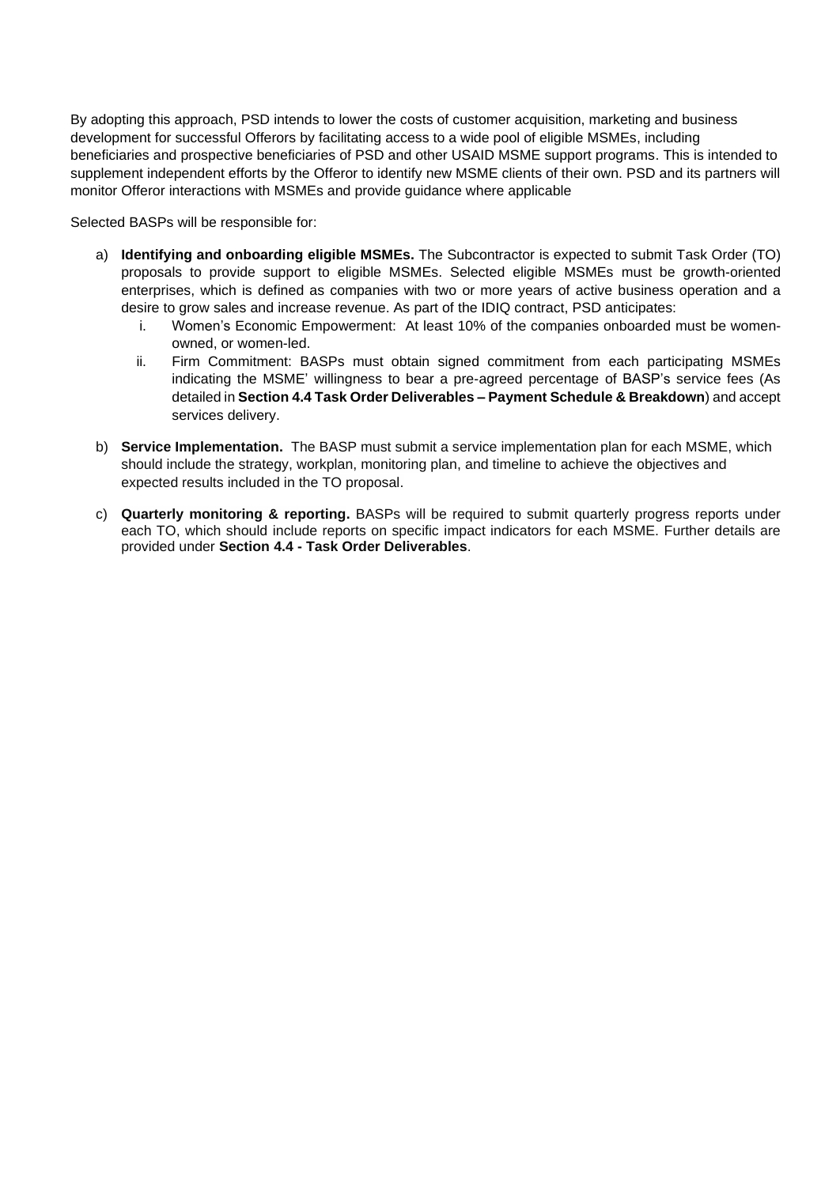By adopting this approach, PSD intends to lower the costs of customer acquisition, marketing and business development for successful Offerors by facilitating access to a wide pool of eligible MSMEs, including beneficiaries and prospective beneficiaries of PSD and other USAID MSME support programs. This is intended to supplement independent efforts by the Offeror to identify new MSME clients of their own. PSD and its partners will monitor Offeror interactions with MSMEs and provide guidance where applicable

Selected BASPs will be responsible for:

a) **Identifying and onboarding eligible MSMEs.** The Subcontractor is expected to submit Task Order (TO) proposals to provide support to eligible MSMEs. Selected eligible MSMEs must be growth-oriented enterprises, which is defined as companies with two or more years of active business operation and a desire to grow sales and increase revenue. As part of the IDIQ contract, PSD anticipates:
   i. Women's Economic Empowerment: At least 10% of the companies onboarded must be women-owned, or women-led.
   ii. Firm Commitment: BASPs must obtain signed commitment from each participating MSMEs indicating the MSME' willingness to bear a pre-agreed percentage of BASP's service fees (As detailed in **Section 4.4 Task Order Deliverables – Payment Schedule & Breakdown**) and accept services delivery.

b) **Service Implementation.** The BASP must submit a service implementation plan for each MSME, which should include the strategy, workplan, monitoring plan, and timeline to achieve the objectives and expected results included in the TO proposal.

c) **Quarterly monitoring & reporting.** BASPs will be required to submit quarterly progress reports under each TO, which should include reports on specific impact indicators for each MSME. Further details are provided under **Section 4.4 - Task Order Deliverables**.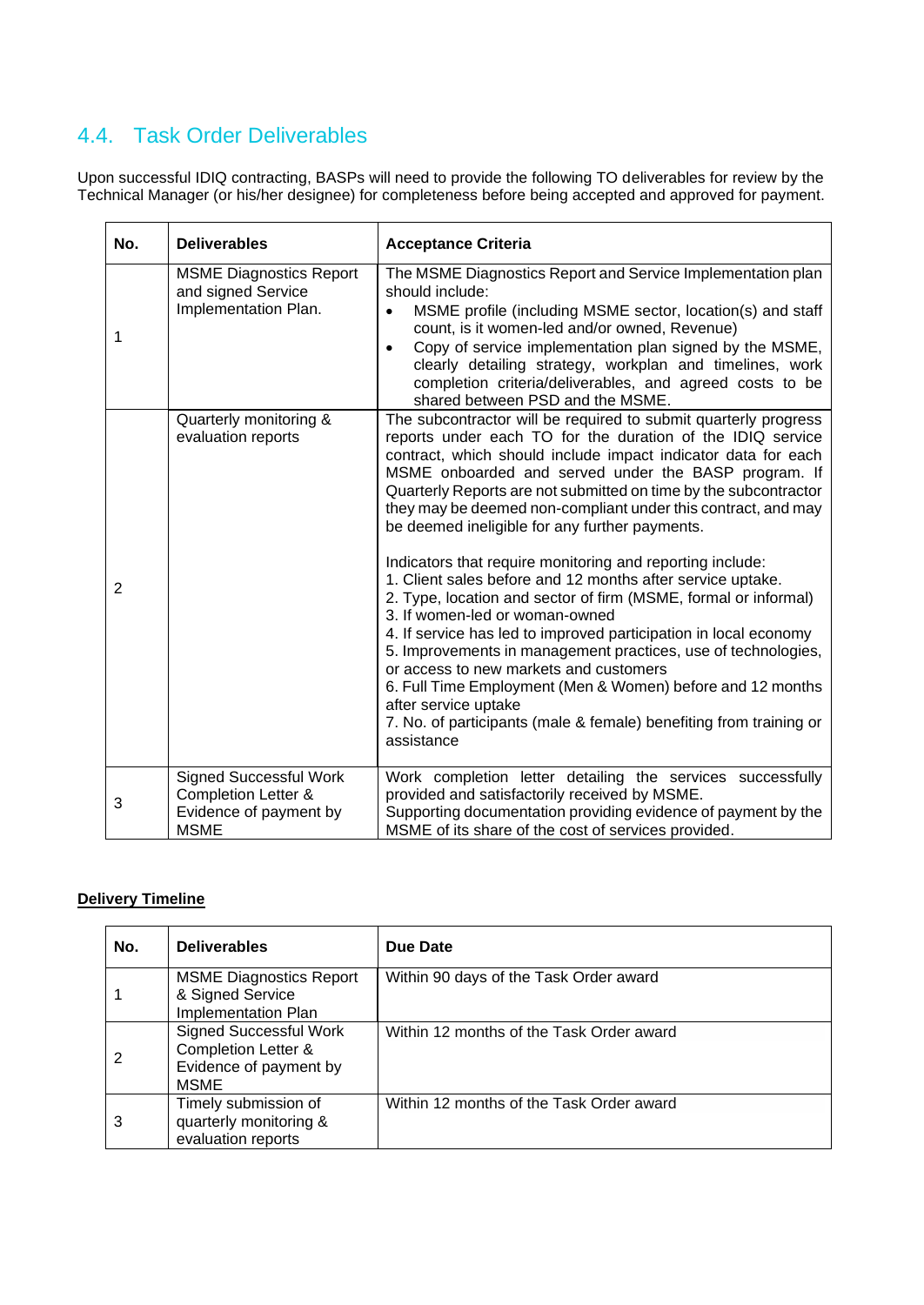## 4.4. Task Order Deliverables

Upon successful IDIQ contracting, BASPs will need to provide the following TO deliverables for review by the Technical Manager (or his/her designee) for completeness before being accepted and approved for payment.

| No. | Deliverables | Acceptance Criteria |
|---|---|---|
| 1 | MSME Diagnostics Report and signed Service Implementation Plan. | The MSME Diagnostics Report and Service Implementation plan should include:<br>• MSME profile (including MSME sector, location(s) and staff count, is it women-led and/or owned, Revenue)<br>• Copy of service implementation plan signed by the MSME, clearly detailing strategy, workplan and timelines, work completion criteria/deliverables, and agreed costs to be shared between PSD and the MSME. |
| 2 | Quarterly monitoring & evaluation reports | The subcontractor will be required to submit quarterly progress reports under each TO for the duration of the IDIQ service contract, which should include impact indicator data for each MSME onboarded and served under the BASP program. If Quarterly Reports are not submitted on time by the subcontractor they may be deemed non-compliant under this contract, and may be deemed ineligible for any further payments.<br><br>Indicators that require monitoring and reporting include:<br>1. Client sales before and 12 months after service uptake.<br>2. Type, location and sector of firm (MSME, formal or informal)<br>3. If women-led or woman-owned<br>4. If service has led to improved participation in local economy<br>5. Improvements in management practices, use of technologies, or access to new markets and customers<br>6. Full Time Employment (Men & Women) before and 12 months after service uptake<br>7. No. of participants (male & female) benefiting from training or assistance |
| 3 | Signed Successful Work Completion Letter & Evidence of payment by MSME | Work completion letter detailing the services successfully provided and satisfactorily received by MSME.<br>Supporting documentation providing evidence of payment by the MSME of its share of the cost of services provided. |

**Delivery Timeline**

| No. | Deliverables | Due Date |
|---|---|---|
| 1 | MSME Diagnostics Report & Signed Service Implementation Plan | Within 90 days of the Task Order award |
| 2 | Signed Successful Work Completion Letter & Evidence of payment by MSME | Within 12 months of the Task Order award |
| 3 | Timely submission of quarterly monitoring & evaluation reports | Within 12 months of the Task Order award |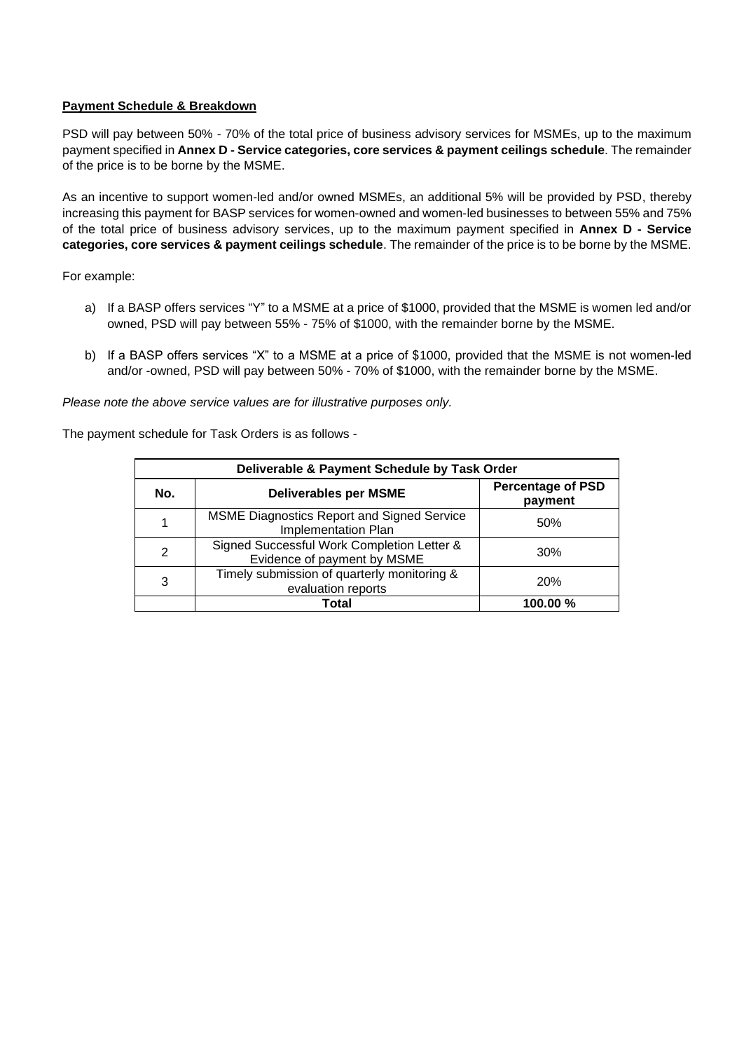**Payment Schedule & Breakdown**

PSD will pay between 50% - 70% of the total price of business advisory services for MSMEs, up to the maximum payment specified in **Annex D - Service categories, core services & payment ceilings schedule**. The remainder of the price is to be borne by the MSME.

As an incentive to support women-led and/or owned MSMEs, an additional 5% will be provided by PSD, thereby increasing this payment for BASP services for women-owned and women-led businesses to between 55% and 75% of the total price of business advisory services, up to the maximum payment specified in **Annex D - Service categories, core services & payment ceilings schedule**. The remainder of the price is to be borne by the MSME.

For example:

a) If a BASP offers services "Y" to a MSME at a price of $1000, provided that the MSME is women led and/or owned, PSD will pay between 55% - 75% of $1000, with the remainder borne by the MSME.

b) If a BASP offers services "X" to a MSME at a price of $1000, provided that the MSME is not women-led and/or -owned, PSD will pay between 50% - 70% of $1000, with the remainder borne by the MSME.

*Please note the above service values are for illustrative purposes only.*

The payment schedule for Task Orders is as follows -

| Deliverable & Payment Schedule by Task Order | | |
|---|---|---|
| **No.** | **Deliverables per MSME** | **Percentage of PSD payment** |
| 1 | MSME Diagnostics Report and Signed Service Implementation Plan | 50% |
| 2 | Signed Successful Work Completion Letter & Evidence of payment by MSME | 30% |
| 3 | Timely submission of quarterly monitoring & evaluation reports | 20% |
| | **Total** | **100.00 %** |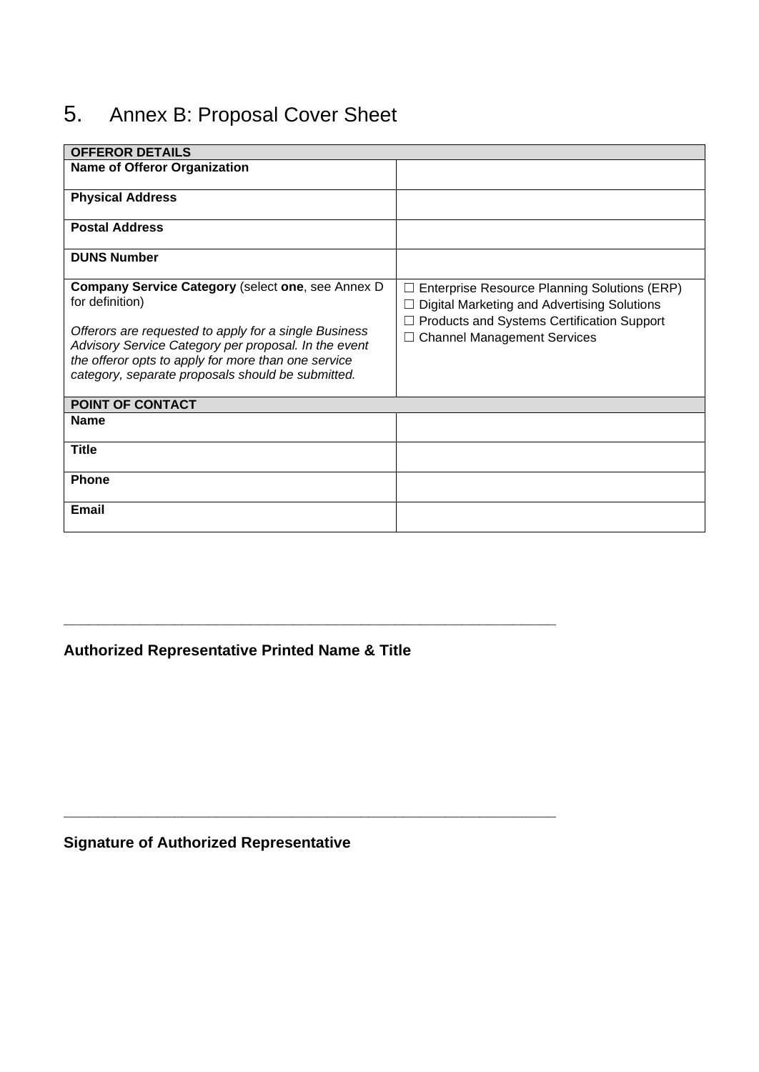# 5. Annex B: Proposal Cover Sheet

| **OFFEROR DETAILS** | |
|---|---|
| **Name of Offeror Organization** | |
| **Physical Address** | |
| **Postal Address** | |
| **DUNS Number** | |
| **Company Service Category** (select **one**, see Annex D for definition)<br><br>*Offerors are requested to apply for a single Business Advisory Service Category per proposal. In the event the offeror opts to apply for more than one service category, separate proposals should be submitted.* | ☐ Enterprise Resource Planning Solutions (ERP)<br>☐ Digital Marketing and Advertising Solutions<br>☐ Products and Systems Certification Support<br>☐ Channel Management Services |
| **POINT OF CONTACT** | |
| **Name** | |
| **Title** | |
| **Phone** | |
| **Email** | |

\_\_\_\_\_\_\_\_\_\_\_\_\_\_\_\_\_\_\_\_\_\_\_\_\_\_\_\_\_\_\_\_\_\_\_\_\_\_\_\_\_\_\_\_\_\_\_\_\_\_\_\_\_\_\_\_\_\_\_\_\_\_

**Authorized Representative Printed Name & Title**

\_\_\_\_\_\_\_\_\_\_\_\_\_\_\_\_\_\_\_\_\_\_\_\_\_\_\_\_\_\_\_\_\_\_\_\_\_\_\_\_\_\_\_\_\_\_\_\_\_\_\_\_\_\_\_\_\_\_\_\_\_\_

**Signature of Authorized Representative**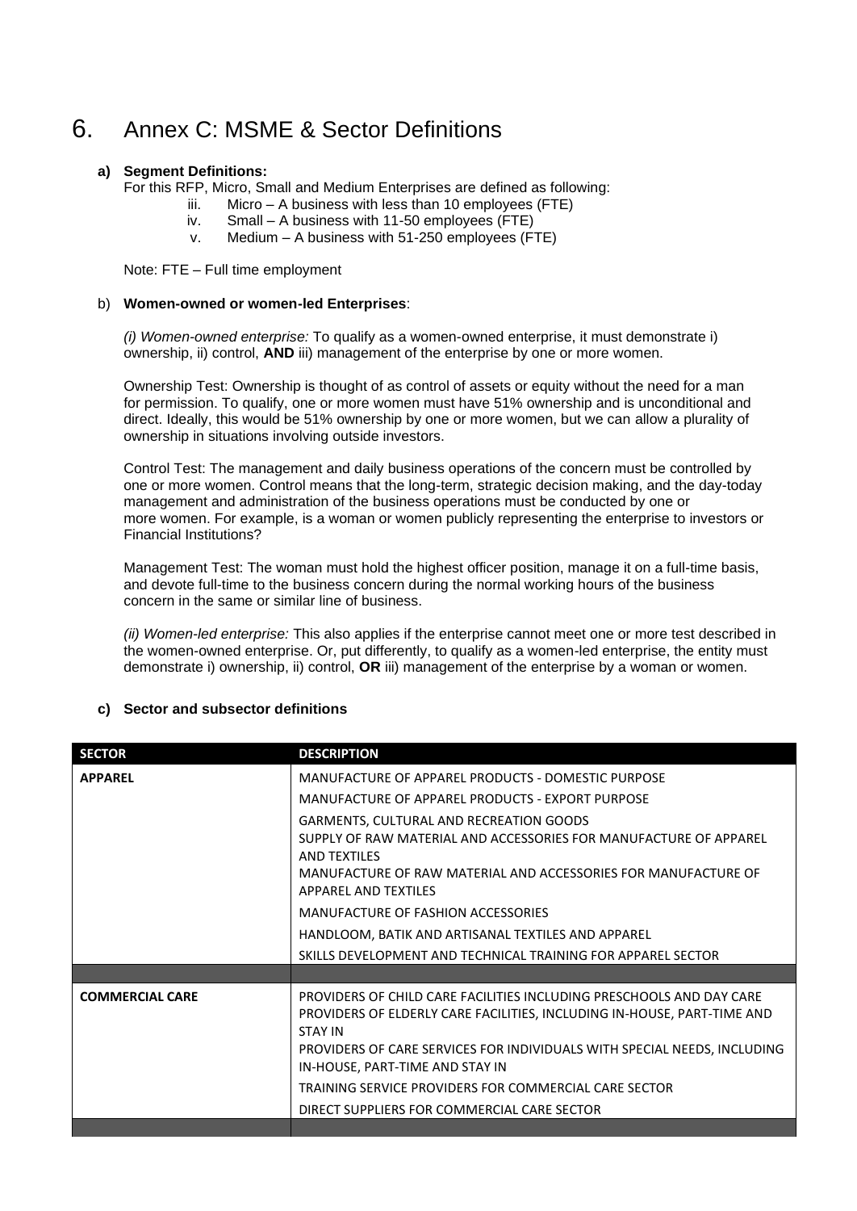# 6. Annex C: MSME & Sector Definitions

**a) Segment Definitions:**

For this RFP, Micro, Small and Medium Enterprises are defined as following:

iii. Micro – A business with less than 10 employees (FTE)
iv. Small – A business with 11-50 employees (FTE)
v. Medium – A business with 51-250 employees (FTE)

Note: FTE – Full time employment

b) **Women-owned or women-led Enterprises**:

*(i) Women-owned enterprise:* To qualify as a women-owned enterprise, it must demonstrate i) ownership, ii) control, **AND** iii) management of the enterprise by one or more women.

Ownership Test: Ownership is thought of as control of assets or equity without the need for a man for permission. To qualify, one or more women must have 51% ownership and is unconditional and direct. Ideally, this would be 51% ownership by one or more women, but we can allow a plurality of ownership in situations involving outside investors.

Control Test: The management and daily business operations of the concern must be controlled by one or more women. Control means that the long-term, strategic decision making, and the day-today management and administration of the business operations must be conducted by one or more women. For example, is a woman or women publicly representing the enterprise to investors or Financial Institutions?

Management Test: The woman must hold the highest officer position, manage it on a full-time basis, and devote full-time to the business concern during the normal working hours of the business concern in the same or similar line of business.

*(ii) Women-led enterprise:* This also applies if the enterprise cannot meet one or more test described in the women-owned enterprise. Or, put differently, to qualify as a women-led enterprise, the entity must demonstrate i) ownership, ii) control, **OR** iii) management of the enterprise by a woman or women.

**c) Sector and subsector definitions**

| SECTOR | DESCRIPTION |
|---|---|
| **APPAREL** | MANUFACTURE OF APPAREL PRODUCTS - DOMESTIC PURPOSE |
| | MANUFACTURE OF APPAREL PRODUCTS - EXPORT PURPOSE |
| | GARMENTS, CULTURAL AND RECREATION GOODS |
| | SUPPLY OF RAW MATERIAL AND ACCESSORIES FOR MANUFACTURE OF APPAREL AND TEXTILES |
| | MANUFACTURE OF RAW MATERIAL AND ACCESSORIES FOR MANUFACTURE OF APPAREL AND TEXTILES |
| | MANUFACTURE OF FASHION ACCESSORIES |
| | HANDLOOM, BATIK AND ARTISANAL TEXTILES AND APPAREL |
| | SKILLS DEVELOPMENT AND TECHNICAL TRAINING FOR APPAREL SECTOR |
| | |
| **COMMERCIAL CARE** | PROVIDERS OF CHILD CARE FACILITIES INCLUDING PRESCHOOLS AND DAY CARE |
| | PROVIDERS OF ELDERLY CARE FACILITIES, INCLUDING IN-HOUSE, PART-TIME AND STAY IN |
| | PROVIDERS OF CARE SERVICES FOR INDIVIDUALS WITH SPECIAL NEEDS, INCLUDING IN-HOUSE, PART-TIME AND STAY IN |
| | TRAINING SERVICE PROVIDERS FOR COMMERCIAL CARE SECTOR |
| | DIRECT SUPPLIERS FOR COMMERCIAL CARE SECTOR |
| | |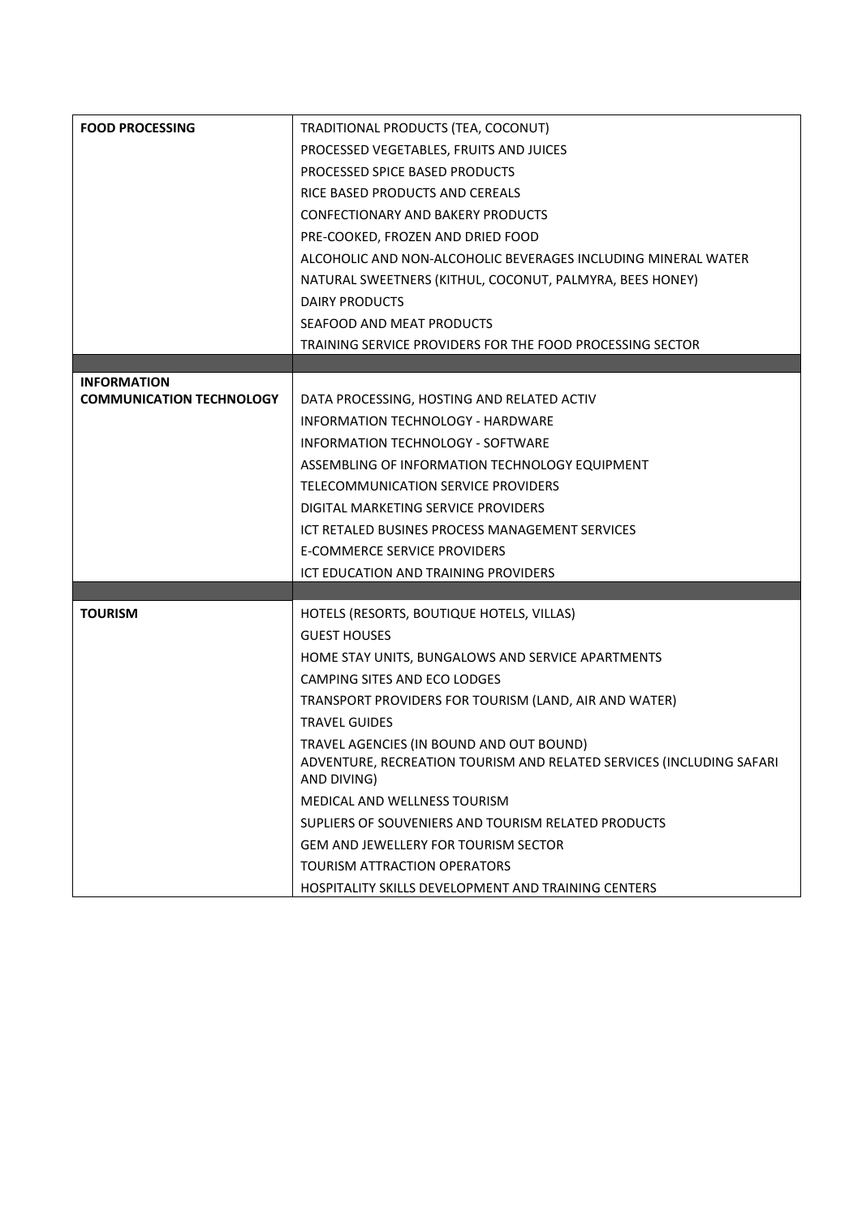| | |
|---|---|
| **FOOD PROCESSING** | TRADITIONAL PRODUCTS (TEA, COCONUT) |
| | PROCESSED VEGETABLES, FRUITS AND JUICES |
| | PROCESSED SPICE BASED PRODUCTS |
| | RICE BASED PRODUCTS AND CEREALS |
| | CONFECTIONARY AND BAKERY PRODUCTS |
| | PRE-COOKED, FROZEN AND DRIED FOOD |
| | ALCOHOLIC AND NON-ALCOHOLIC BEVERAGES INCLUDING MINERAL WATER |
| | NATURAL SWEETNERS (KITHUL, COCONUT, PALMYRA, BEES HONEY) |
| | DAIRY PRODUCTS |
| | SEAFOOD AND MEAT PRODUCTS |
| | TRAINING SERVICE PROVIDERS FOR THE FOOD PROCESSING SECTOR |
| | |
| **INFORMATION COMMUNICATION TECHNOLOGY** | DATA PROCESSING, HOSTING AND RELATED ACTIV |
| | INFORMATION TECHNOLOGY - HARDWARE |
| | INFORMATION TECHNOLOGY - SOFTWARE |
| | ASSEMBLING OF INFORMATION TECHNOLOGY EQUIPMENT |
| | TELECOMMUNICATION SERVICE PROVIDERS |
| | DIGITAL MARKETING SERVICE PROVIDERS |
| | ICT RETALED BUSINES PROCESS MANAGEMENT SERVICES |
| | E-COMMERCE SERVICE PROVIDERS |
| | ICT EDUCATION AND TRAINING PROVIDERS |
| | |
| **TOURISM** | HOTELS (RESORTS, BOUTIQUE HOTELS, VILLAS) |
| | GUEST HOUSES |
| | HOME STAY UNITS, BUNGALOWS AND SERVICE APARTMENTS |
| | CAMPING SITES AND ECO LODGES |
| | TRANSPORT PROVIDERS FOR TOURISM (LAND, AIR AND WATER) |
| | TRAVEL GUIDES |
| | TRAVEL AGENCIES (IN BOUND AND OUT BOUND) |
| | ADVENTURE, RECREATION TOURISM AND RELATED SERVICES (INCLUDING SAFARI AND DIVING) |
| | MEDICAL AND WELLNESS TOURISM |
| | SUPLIERS OF SOUVENIERS AND TOURISM RELATED PRODUCTS |
| | GEM AND JEWELLERY FOR TOURISM SECTOR |
| | TOURISM ATTRACTION OPERATORS |
| | HOSPITALITY SKILLS DEVELOPMENT AND TRAINING CENTERS |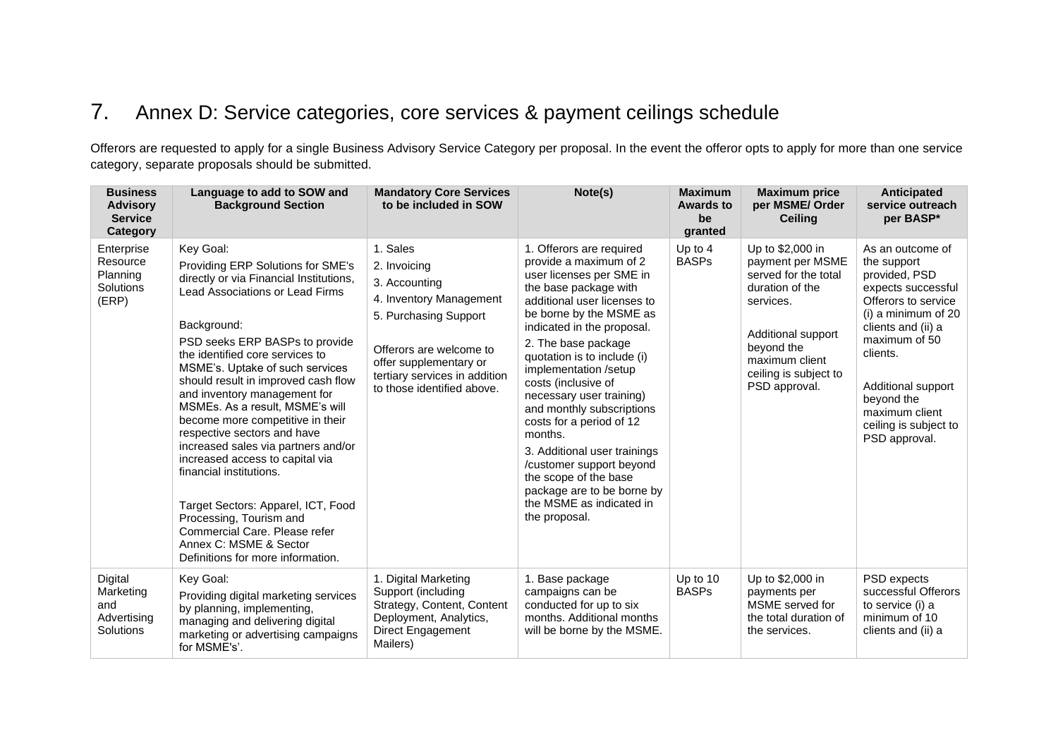# 7. Annex D: Service categories, core services & payment ceilings schedule

Offerors are requested to apply for a single Business Advisory Service Category per proposal. In the event the offeror opts to apply for more than one service category, separate proposals should be submitted.

| Business Advisory Service Category | Language to add to SOW and Background Section | Mandatory Core Services to be included in SOW | Note(s) | Maximum Awards to be granted | Maximum price per MSME/ Order Ceiling | Anticipated service outreach per BASP* |
|---|---|---|---|---|---|---|
| Enterprise Resource Planning Solutions (ERP) | Key Goal:<br>Providing ERP Solutions for SME's directly or via Financial Institutions, Lead Associations or Lead Firms<br><br>Background:<br>PSD seeks ERP BASPs to provide the identified core services to MSME's. Uptake of such services should result in improved cash flow and inventory management for MSMEs. As a result, MSME's will become more competitive in their respective sectors and have increased sales via partners and/or increased access to capital via financial institutions.<br><br>Target Sectors: Apparel, ICT, Food Processing, Tourism and Commercial Care. Please refer Annex C: MSME & Sector Definitions for more information. | 1. Sales<br>2. Invoicing<br>3. Accounting<br>4. Inventory Management<br>5. Purchasing Support<br><br>Offerors are welcome to offer supplementary or tertiary services in addition to those identified above. | 1. Offerors are required provide a maximum of 2 user licenses per SME in the base package with additional user licenses to be borne by the MSME as indicated in the proposal.<br>2. The base package quotation is to include (i) implementation /setup costs (inclusive of necessary user training) and monthly subscriptions costs for a period of 12 months.<br>3. Additional user trainings /customer support beyond the scope of the base package are to be borne by the MSME as indicated in the proposal. | Up to 4 BASPs | Up to $2,000 in payment per MSME served for the total duration of the services.<br><br>Additional support beyond the maximum client ceiling is subject to PSD approval. | As an outcome of the support provided, PSD expects successful Offerors to service (i) a minimum of 20 clients and (ii) a maximum of 50 clients.<br><br>Additional support beyond the maximum client ceiling is subject to PSD approval. |
| Digital Marketing and Advertising Solutions | Key Goal:<br>Providing digital marketing services by planning, implementing, managing and delivering digital marketing or advertising campaigns for MSME's'. | 1. Digital Marketing Support (including Strategy, Content, Content Deployment, Analytics, Direct Engagement Mailers) | 1. Base package campaigns can be conducted for up to six months. Additional months will be borne by the MSME. | Up to 10 BASPs | Up to $2,000 in payments per MSME served for the total duration of the services. | PSD expects successful Offerors to service (i) a minimum of 10 clients and (ii) a |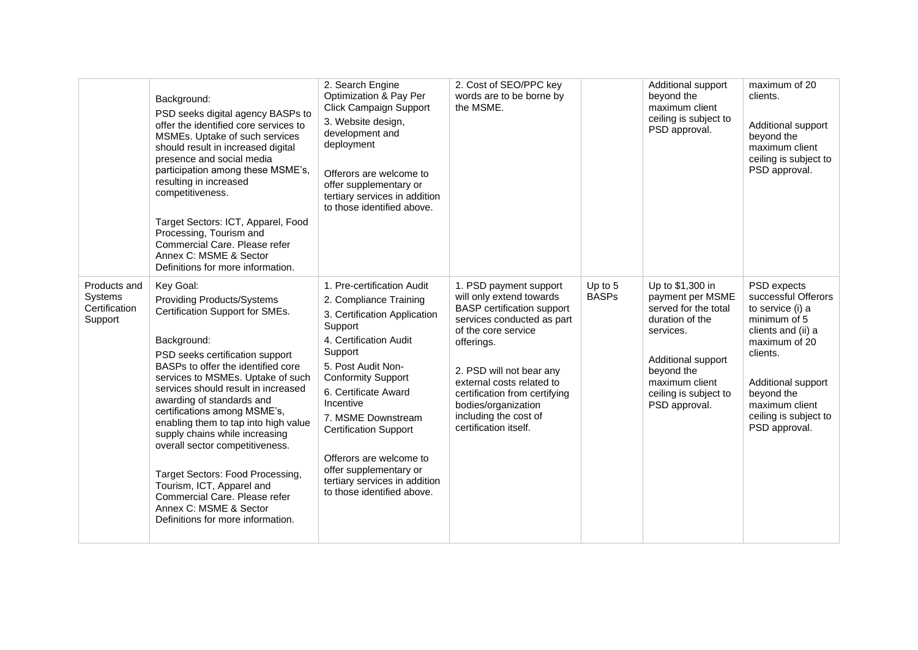| | | | | | | |
|---|---|---|---|---|---|---|
| | Background:<br>PSD seeks digital agency BASPs to offer the identified core services to MSMEs. Uptake of such services should result in increased digital presence and social media participation among these MSME's, resulting in increased competitiveness.<br><br>Target Sectors: ICT, Apparel, Food Processing, Tourism and Commercial Care. Please refer Annex C: MSME & Sector Definitions for more information. | 2. Search Engine Optimization & Pay Per Click Campaign Support<br>3. Website design, development and deployment<br><br>Offerors are welcome to offer supplementary or tertiary services in addition to those identified above. | 2. Cost of SEO/PPC key words are to be borne by the MSME. | | Additional support beyond the maximum client ceiling is subject to PSD approval. | maximum of 20 clients.<br><br>Additional support beyond the maximum client ceiling is subject to PSD approval. |
| Products and Systems Certification Support | Key Goal:<br>Providing Products/Systems Certification Support for SMEs.<br><br>Background:<br>PSD seeks certification support BASPs to offer the identified core services to MSMEs. Uptake of such services should result in increased awarding of standards and certifications among MSME's, enabling them to tap into high value supply chains while increasing overall sector competitiveness.<br><br>Target Sectors: Food Processing, Tourism, ICT, Apparel and Commercial Care. Please refer Annex C: MSME & Sector Definitions for more information. | 1. Pre-certification Audit<br>2. Compliance Training<br>3. Certification Application Support<br>4. Certification Audit Support<br>5. Post Audit Non-Conformity Support<br>6. Certificate Award Incentive<br>7. MSME Downstream Certification Support<br><br>Offerors are welcome to offer supplementary or tertiary services in addition to those identified above. | 1. PSD payment support will only extend towards BASP certification support services conducted as part of the core service offerings.<br><br>2. PSD will not bear any external costs related to certification from certifying bodies/organization including the cost of certification itself. | Up to 5 BASPs | Up to $1,300 in payment per MSME served for the total duration of the services.<br><br>Additional support beyond the maximum client ceiling is subject to PSD approval. | PSD expects successful Offerors to service (i) a minimum of 5 clients and (ii) a maximum of 20 clients.<br><br>Additional support beyond the maximum client ceiling is subject to PSD approval. |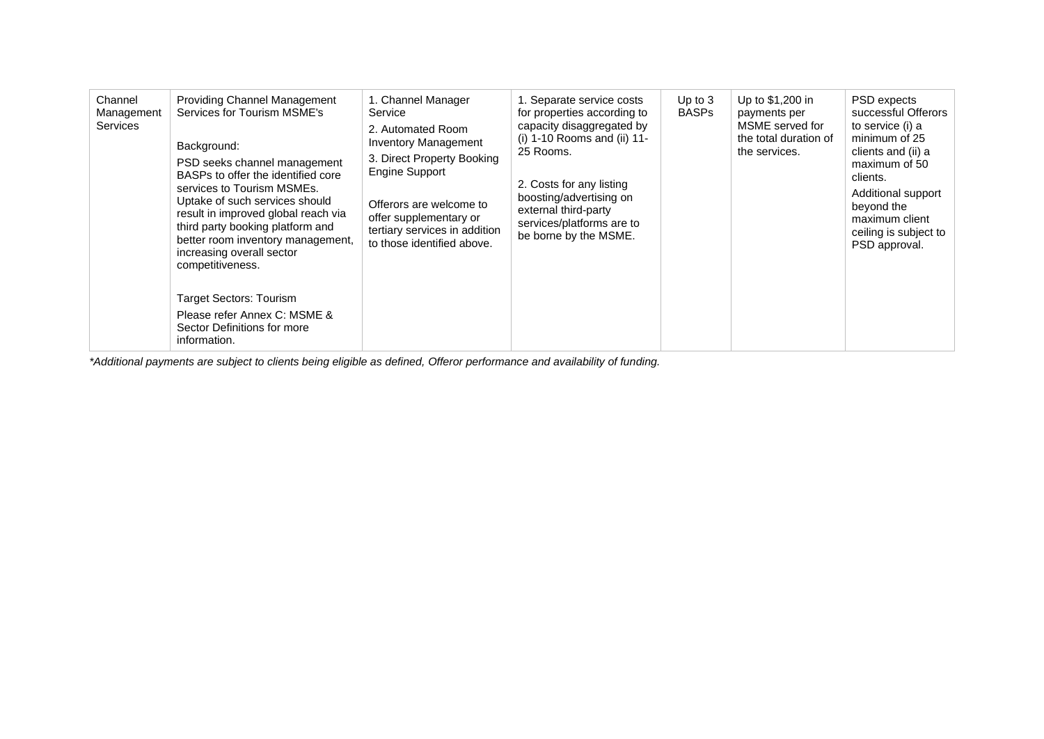| | | | | | | |
|---|---|---|---|---|---|---|
| Channel Management Services | Providing Channel Management Services for Tourism MSME's<br><br>Background:<br>PSD seeks channel management BASPs to offer the identified core services to Tourism MSMEs. Uptake of such services should result in improved global reach via third party booking platform and better room inventory management, increasing overall sector competitiveness.<br><br>Target Sectors: Tourism<br>Please refer Annex C: MSME & Sector Definitions for more information. | 1. Channel Manager Service<br>2. Automated Room Inventory Management<br>3. Direct Property Booking Engine Support<br><br>Offerors are welcome to offer supplementary or tertiary services in addition to those identified above. | 1. Separate service costs for properties according to capacity disaggregated by (i) 1-10 Rooms and (ii) 11-25 Rooms.<br><br>2. Costs for any listing boosting/advertising on external third-party services/platforms are to be borne by the MSME. | Up to 3 BASPs | Up to $1,200 in payments per MSME served for the total duration of the services. | PSD expects successful Offerors to service (i) a minimum of 25 clients and (ii) a maximum of 50 clients.<br>Additional support beyond the maximum client ceiling is subject to PSD approval. |

*\*Additional payments are subject to clients being eligible as defined, Offeror performance and availability of funding.*